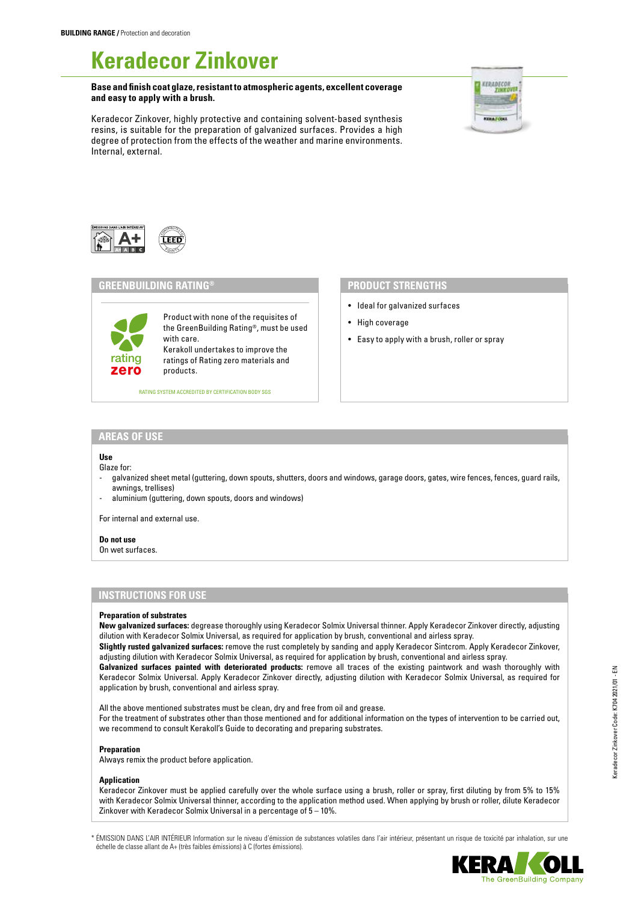**BUILDING RANGE /** Protection and decoration

# Keradecor Zinkover

**Base and finish coat glaze, resistant to atmospheric agents, excellent coverage and easy to apply with a brush.**

Keradecor Zinkover, highly protective and containing solvent-based synthesis resins, is suitable for the preparation of galvanized surfaces. Provides a high degree of protection from the effects of the weather and marine environments. Internal, external.

## GREENBUILDING RATING®

rating zero

Product with none of the requisites of the GreenBuilding Rating®, must be used with care.
Kerakoll undertakes to improve the ratings of Rating zero materials and products.

RATING SYSTEM ACCREDITED BY CERTIFICATION BODY SGS

## PRODUCT STRENGTHS

- Ideal for galvanized surfaces
- High coverage
- Easy to apply with a brush, roller or spray

## AREAS OF USE

**Use**
Glaze for:
- galvanized sheet metal (guttering, down spouts, shutters, doors and windows, garage doors, gates, wire fences, fences, guard rails, awnings, trellises)
- aluminium (guttering, down spouts, doors and windows)

For internal and external use.

**Do not use**
On wet surfaces.

## INSTRUCTIONS FOR USE

**Preparation of substrates**
**New galvanized surfaces:** degrease thoroughly using Keradecor Solmix Universal thinner. Apply Keradecor Zinkover directly, adjusting dilution with Keradecor Solmix Universal, as required for application by brush, conventional and airless spray.
**Slightly rusted galvanized surfaces:** remove the rust completely by sanding and apply Keradecor Sintcrom. Apply Keradecor Zinkover, adjusting dilution with Keradecor Solmix Universal, as required for application by brush, conventional and airless spray.
**Galvanized surfaces painted with deteriorated products:** remove all traces of the existing paintwork and wash thoroughly with Keradecor Solmix Universal. Apply Keradecor Zinkover directly, adjusting dilution with Keradecor Solmix Universal, as required for application by brush, conventional and airless spray.

All the above mentioned substrates must be clean, dry and free from oil and grease.
For the treatment of substrates other than those mentioned and for additional information on the types of intervention to be carried out, we recommend to consult Kerakoll's Guide to decorating and preparing substrates.

**Preparation**
Always remix the product before application.

**Application**
Keradecor Zinkover must be applied carefully over the whole surface using a brush, roller or spray, first diluting by from 5% to 15% with Keradecor Solmix Universal thinner, according to the application method used. When applying by brush or roller, dilute Keradecor Zinkover with Keradecor Solmix Universal in a percentage of 5 – 10%.

\* ÉMISSION DANS L'AIR INTÉRIEUR Information sur le niveau d'émission de substances volatiles dans l'air intérieur, présentant un risque de toxicité par inhalation, sur une échelle de classe allant de A+ (très faibles émissions) à C (fortes émissions).

Keradecor Zinkover Code: K704 2021/01 - EN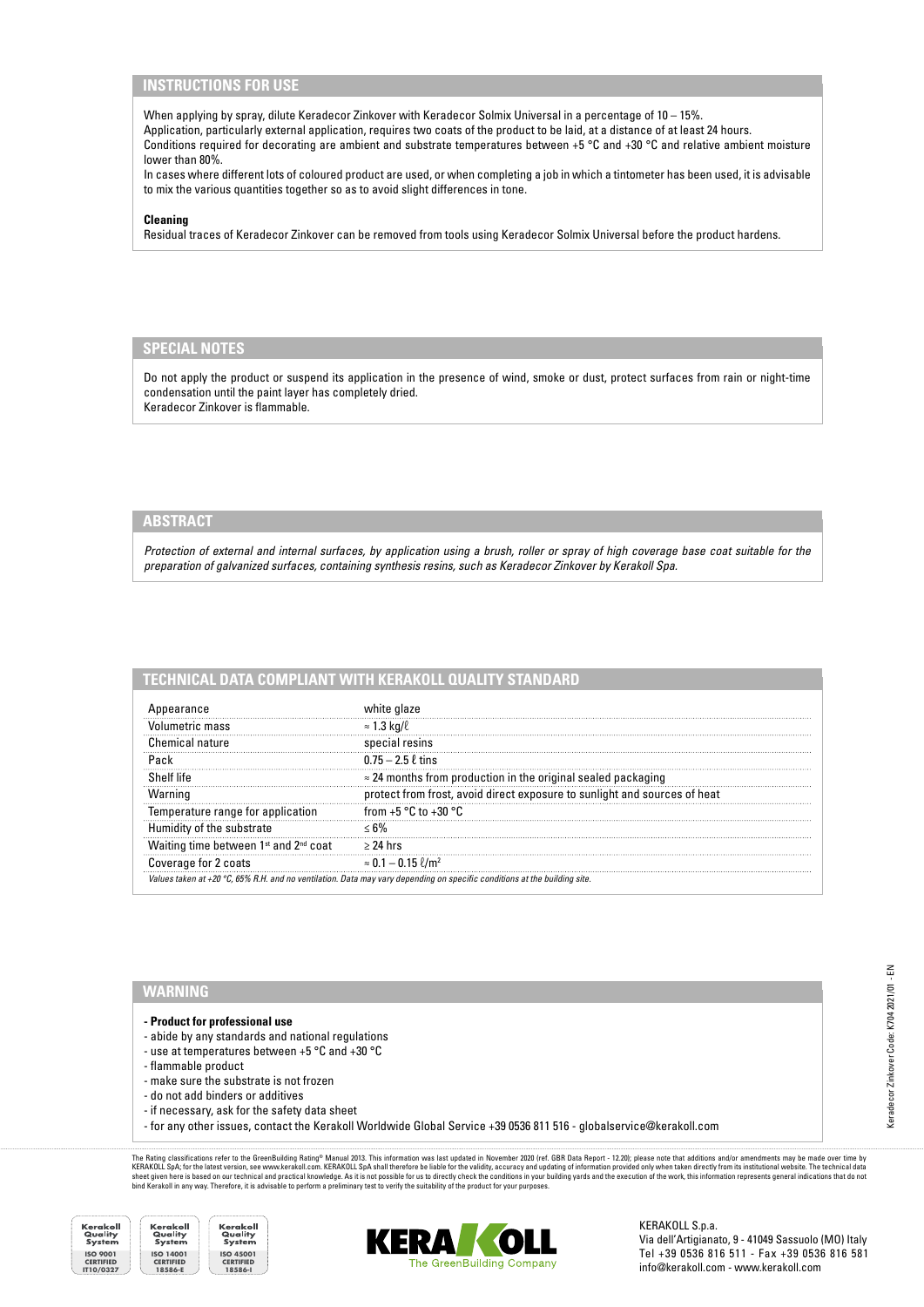## INSTRUCTIONS FOR USE

When applying by spray, dilute Keradecor Zinkover with Keradecor Solmix Universal in a percentage of 10 – 15%.
Application, particularly external application, requires two coats of the product to be laid, at a distance of at least 24 hours.
Conditions required for decorating are ambient and substrate temperatures between +5 °C and +30 °C and relative ambient moisture lower than 80%.
In cases where different lots of coloured product are used, or when completing a job in which a tintometer has been used, it is advisable to mix the various quantities together so as to avoid slight differences in tone.

**Cleaning**
Residual traces of Keradecor Zinkover can be removed from tools using Keradecor Solmix Universal before the product hardens.

## SPECIAL NOTES

Do not apply the product or suspend its application in the presence of wind, smoke or dust, protect surfaces from rain or night-time condensation until the paint layer has completely dried.
Keradecor Zinkover is flammable.

## ABSTRACT

*Protection of external and internal surfaces, by application using a brush, roller or spray of high coverage base coat suitable for the preparation of galvanized surfaces, containing synthesis resins, such as Keradecor Zinkover by Kerakoll Spa.*

## TECHNICAL DATA COMPLIANT WITH KERAKOLL QUALITY STANDARD

| | |
|---|---|
| Appearance | white glaze |
| Volumetric mass | ≈ 1.3 kg/ℓ |
| Chemical nature | special resins |
| Pack | 0.75 – 2.5 ℓ tins |
| Shelf life | ≈ 24 months from production in the original sealed packaging |
| Warning | protect from frost, avoid direct exposure to sunlight and sources of heat |
| Temperature range for application | from +5 °C to +30 °C |
| Humidity of the substrate | ≤ 6% |
| Waiting time between 1st and 2nd coat | ≥ 24 hrs |
| Coverage for 2 coats | ≈ 0.1 – 0.15 ℓ/m² |

*Values taken at +20 °C, 65% R.H. and no ventilation. Data may vary depending on specific conditions at the building site.*

## WARNING

- **Product for professional use**
- abide by any standards and national regulations
- use at temperatures between +5 °C and +30 °C
- flammable product
- make sure the substrate is not frozen
- do not add binders or additives
- if necessary, ask for the safety data sheet
- for any other issues, contact the Kerakoll Worldwide Global Service +39 0536 811 516 - globalservice@kerakoll.com

The Rating classifications refer to the GreenBuilding Rating® Manual 2013. This information was last updated in November 2020 (ref. GBR Data Report - 12.20); please note that additions and/or amendments may be made over time by KERAKOLL SpA; for the latest version, see www.kerakoll.com. KERAKOLL SpA shall therefore be liable for the validity, accuracy and updating of information provided only when taken directly from its institutional website. The technical data sheet given here is based on our technical and practical knowledge. As it is not possible for us to directly check the conditions in your building yards and the execution of the work, this information represents general indications that do not bind Kerakoll in any way. Therefore, it is advisable to perform a preliminary test to verify the suitability of the product for your purposes.

Keradecor Zinkover Code: K704 2021/01 - EN

Kerakoll Quality System ISO 9001 CERTIFIED IT10/0327
Kerakoll Quality System ISO 14001 CERTIFIED 18586-E
Kerakoll Quality System ISO 45001 CERTIFIED 18586-I

KERAKOLL The GreenBuilding Company

KERAKOLL S.p.a.
Via dell'Artigianato, 9 - 41049 Sassuolo (MO) Italy
Tel +39 0536 816 511 - Fax +39 0536 816 581
info@kerakoll.com - www.kerakoll.com